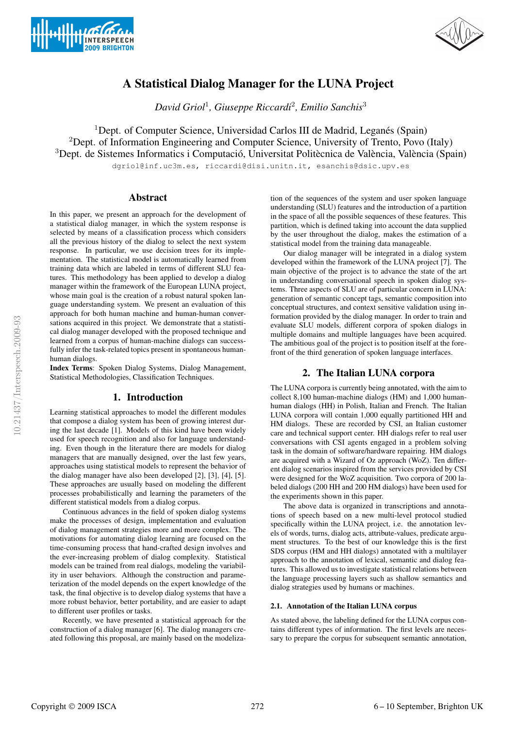# A Statistical Dialog Manager for the LUNA Project

*David Griol*[1], *Giuseppe Riccardi*[2], *Emilio Sanchis*[3]

[1]Dept. of Computer Science, Universidad Carlos III de Madrid, Leganés (Spain)
[2]Dept. of Information Engineering and Computer Science, University of Trento, Povo (Italy)
[3]Dept. de Sistemes Informatics i Computació, Universitat Politècnica de València, València (Spain)

dgriol@inf.uc3m.es, riccardi@disi.unitn.it, esanchis@dsic.upv.es

## Abstract

In this paper, we present an approach for the development of a statistical dialog manager, in which the system response is selected by means of a classification process which considers all the previous history of the dialog to select the next system response. In particular, we use decision trees for its implementation. The statistical model is automatically learned from training data which are labeled in terms of different SLU features. This methodology has been applied to develop a dialog manager within the framework of the European LUNA project, whose main goal is the creation of a robust natural spoken language understanding system. We present an evaluation of this approach for both human machine and human-human conversations acquired in this project. We demonstrate that a statistical dialog manager developed with the proposed technique and learned from a corpus of human-machine dialogs can successfully infer the task-related topics present in spontaneous human-human dialogs.

**Index Terms**: Spoken Dialog Systems, Dialog Management, Statistical Methodologies, Classification Techniques.

## 1. Introduction

Learning statistical approaches to model the different modules that compose a dialog system has been of growing interest during the last decade [1]. Models of this kind have been widely used for speech recognition and also for language understanding. Even though in the literature there are models for dialog managers that are manually designed, over the last few years, approaches using statistical models to represent the behavior of the dialog manager have also been developed [2], [3], [4], [5]. These approaches are usually based on modeling the different processes probabilistically and learning the parameters of the different statistical models from a dialog corpus.

Continuous advances in the field of spoken dialog systems make the processes of design, implementation and evaluation of dialog management strategies more and more complex. The motivations for automating dialog learning are focused on the time-consuming process that hand-crafted design involves and the ever-increasing problem of dialog complexity. Statistical models can be trained from real dialogs, modeling the variability in user behaviors. Although the construction and parameterization of the model depends on the expert knowledge of the task, the final objective is to develop dialog systems that have a more robust behavior, better portability, and are easier to adapt to different user profiles or tasks.

Recently, we have presented a statistical approach for the construction of a dialog manager [6]. The dialog managers created following this proposal, are mainly based on the modelization of the sequences of the system and user spoken language understanding (SLU) features and the introduction of a partition in the space of all the possible sequences of these features. This partition, which is defined taking into account the data supplied by the user throughout the dialog, makes the estimation of a statistical model from the training data manageable.

Our dialog manager will be integrated in a dialog system developed within the framework of the LUNA project [7]. The main objective of the project is to advance the state of the art in understanding conversational speech in spoken dialog systems. Three aspects of SLU are of particular concern in LUNA: generation of semantic concept tags, semantic composition into conceptual structures, and context sensitive validation using information provided by the dialog manager. In order to train and evaluate SLU models, different corpora of spoken dialogs in multiple domains and multiple languages have been acquired. The ambitious goal of the project is to position itself at the forefront of the third generation of spoken language interfaces.

## 2. The Italian LUNA corpora

The LUNA corpora is currently being annotated, with the aim to collect 8,100 human-machine dialogs (HM) and 1,000 human-human dialogs (HH) in Polish, Italian and French. The Italian LUNA corpora will contain 1,000 equally partitioned HH and HM dialogs. These are recorded by CSI, an Italian customer care and technical support center. HH dialogs refer to real user conversations with CSI agents engaged in a problem solving task in the domain of software/hardware repairing. HM dialogs are acquired with a Wizard of Oz approach (WoZ). Ten different dialog scenarios inspired from the services provided by CSI were designed for the WoZ acquisition. Two corpora of 200 labeled dialogs (200 HH and 200 HM dialogs) have been used for the experiments shown in this paper.

The above data is organized in transcriptions and annotations of speech based on a new multi-level protocol studied specifically within the LUNA project, i.e. the annotation levels of words, turns, dialog acts, attribute-values, predicate argument structures. To the best of our knowledge this is the first SDS corpus (HM and HH dialogs) annotated with a multilayer approach to the annotation of lexical, semantic and dialog features. This allowed us to investigate statistical relations between the language processing layers such as shallow semantics and dialog strategies used by humans or machines.

### 2.1. Annotation of the Italian LUNA corpus

As stated above, the labeling defined for the LUNA corpus contains different types of information. The first levels are necessary to prepare the corpus for subsequent semantic annotation,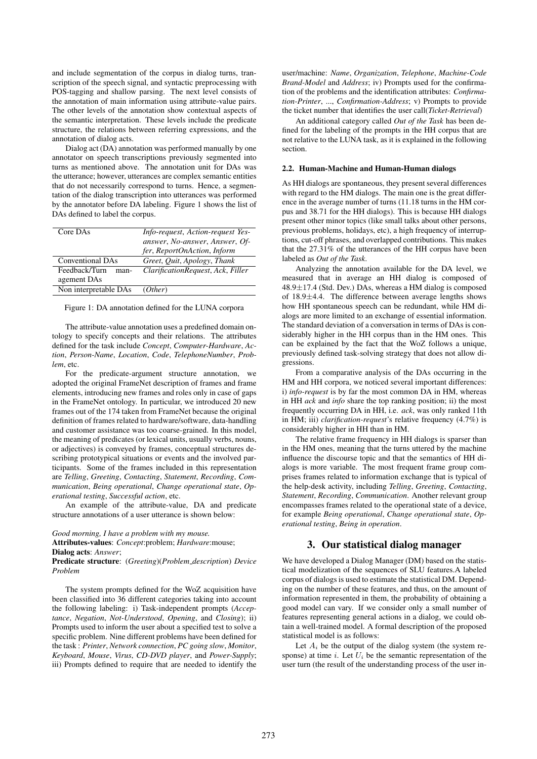and include segmentation of the corpus in dialog turns, transcription of the speech signal, and syntactic preprocessing with POS-tagging and shallow parsing. The next level consists of the annotation of main information using attribute-value pairs. The other levels of the annotation show contextual aspects of the semantic interpretation. These levels include the predicate structure, the relations between referring expressions, and the annotation of dialog acts.

Dialog act (DA) annotation was performed manually by one annotator on speech transcriptions previously segmented into turns as mentioned above. The annotation unit for DAs was the utterance; however, utterances are complex semantic entities that do not necessarily correspond to turns. Hence, a segmentation of the dialog transcription into utterances was performed by the annotator before DA labeling. Figure 1 shows the list of DAs defined to label the corpus.

| | |
|---|---|
| Core DAs | *Info-request*, *Action-request Yes-answer*, *No-answer*, *Answer*, *Offer*, *ReportOnAction*, *Inform* |
| Conventional DAs | *Greet*, *Quit*, *Apology*, *Thank* |
| Feedback/Turn management DAs | *ClarificationRequest*, *Ack*, *Filler* |
| Non interpretable DAs | (*Other*) |

Figure 1: DA annotation defined for the LUNA corpora

The attribute-value annotation uses a predefined domain ontology to specify concepts and their relations. The attributes defined for the task include *Concept*, *Computer-Hardware*, *Action*, *Person-Name*, *Location*, *Code*, *TelephoneNumber*, *Problem*, etc.

For the predicate-argument structure annotation, we adopted the original FrameNet description of frames and frame elements, introducing new frames and roles only in case of gaps in the FrameNet ontology. In particular, we introduced 20 new frames out of the 174 taken from FrameNet because the original definition of frames related to hardware/software, data-handling and customer assistance was too coarse-grained. In this model, the meaning of predicates (or lexical units, usually verbs, nouns, or adjectives) is conveyed by frames, conceptual structures describing prototypical situations or events and the involved participants. Some of the frames included in this representation are *Telling*, *Greeting*, *Contacting*, *Statement*, *Recording*, *Communication*, *Being operational*, *Change operational state*, *Operational testing*, *Successful action*, etc.

An example of the attribute-value, DA and predicate structure annotations of a user utterance is shown below:

*Good morning, I have a problem with my mouse.*
**Attributes-values**: *Concept*:problem; *Hardware*:mouse;
**Dialog acts**: *Answer*;
**Predicate structure**: (*Greeting*)(*Problem_description*) *Device Problem*

The system prompts defined for the WoZ acquisition have been classified into 36 different categories taking into account the following labeling: i) Task-independent prompts (*Acceptance*, *Negation*, *Not-Understood*, *Opening*, and *Closing*); ii) Prompts used to inform the user about a specified test to solve a specific problem. Nine different problems have been defined for the task : *Printer*, *Network connection*, *PC going slow*, *Monitor*, *Keyboard*, *Mouse*, *Virus*, *CD-DVD player*, and *Power-Supply*; iii) Prompts defined to require that are needed to identify the user/machine: *Name*, *Organization*, *Telephone*, *Machine-Code Brand-Model* and *Address*; iv) Prompts used for the confirmation of the problems and the identification attributes: *Confirmation-Printer*, ..., *Confirmation-Address*; v) Prompts to provide the ticket number that identifies the user call(*Ticket-Retrieval*)

An additional category called *Out of the Task* has been defined for the labeling of the prompts in the HH corpus that are not relative to the LUNA task, as it is explained in the following section.

### 2.2. Human-Machine and Human-Human dialogs

As HH dialogs are spontaneous, they present several differences with regard to the HM dialogs. The main one is the great difference in the average number of turns (11.18 turns in the HM corpus and 38.71 for the HH dialogs). This is because HH dialogs present other minor topics (like small talks about other persons, previous problems, holidays, etc), a high frequency of interruptions, cut-off phrases, and overlapped contributions. This makes that the 27.31% of the utterances of the HH corpus have been labeled as *Out of the Task*.

Analyzing the annotation available for the DA level, we measured that in average an HH dialog is composed of $48.9 \pm 17.4$ (Std. Dev.) DAs, whereas a HM dialog is composed of $18.9 \pm 4.4$. The difference between average lengths shows how HH spontaneous speech can be redundant, while HM dialogs are more limited to an exchange of essential information. The standard deviation of a conversation in terms of DAs is considerably higher in the HH corpus than in the HM ones. This can be explained by the fact that the WoZ follows a unique, previously defined task-solving strategy that does not allow digressions.

From a comparative analysis of the DAs occurring in the HM and HH corpora, we noticed several important differences: i) *info-request* is by far the most common DA in HM, whereas in HH *ack* and *info* share the top ranking position; ii) the most frequently occurring DA in HH, i.e. *ack*, was only ranked 11th in HM; iii) *clarification-request*'s relative frequency (4.7%) is considerably higher in HH than in HM.

The relative frame frequency in HH dialogs is sparser than in the HM ones, meaning that the turns uttered by the machine influence the discourse topic and that the semantics of HH dialogs is more variable. The most frequent frame group comprises frames related to information exchange that is typical of the help-desk activity, including *Telling*, *Greeting*, *Contacting*, *Statement*, *Recording*, *Communication*. Another relevant group encompasses frames related to the operational state of a device, for example *Being operational*, *Change operational state*, *Operational testing*, *Being in operation*.

## 3. Our statistical dialog manager

We have developed a Dialog Manager (DM) based on the statistical modelization of the sequences of SLU features.A labeled corpus of dialogs is used to estimate the statistical DM. Depending on the number of these features, and thus, on the amount of information represented in them, the probability of obtaining a good model can vary. If we consider only a small number of features representing general actions in a dialog, we could obtain a well-trained model. A formal description of the proposed statistical model is as follows:

Let $A_i$ be the output of the dialog system (the system response) at time $i$. Let $U_i$ be the semantic representation of the user turn (the result of the understanding process of the user in-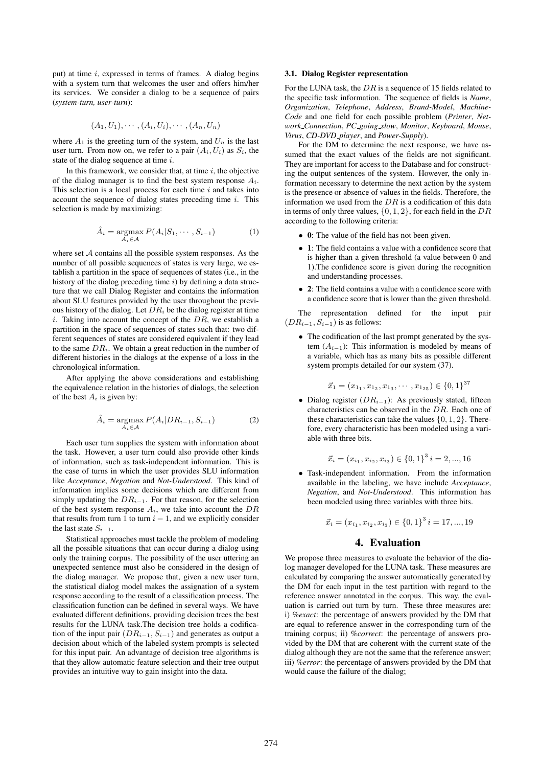put) at time $i$, expressed in terms of frames. A dialog begins with a system turn that welcomes the user and offers him/her its services. We consider a dialog to be a sequence of pairs (*system-turn, user-turn*):

$$(A_1, U_1), \cdots, (A_i, U_i), \cdots, (A_n, U_n)$$

where $A_1$ is the greeting turn of the system, and $U_n$ is the last user turn. From now on, we refer to a pair $(A_i, U_i)$ as $S_i$, the state of the dialog sequence at time $i$.

In this framework, we consider that, at time $i$, the objective of the dialog manager is to find the best system response $A_i$. This selection is a local process for each time $i$ and takes into account the sequence of dialog states preceding time $i$. This selection is made by maximizing:

$$\hat{A}_i = \underset{A_i \in \mathcal{A}}{\operatorname{argmax}} P(A_i | S_1, \cdots, S_{i-1}) \tag{1}$$

where set $\mathcal{A}$ contains all the possible system responses. As the number of all possible sequences of states is very large, we establish a partition in the space of sequences of states (i.e., in the history of the dialog preceding time $i$) by defining a data structure that we call Dialog Register and contains the information about SLU features provided by the user throughout the previous history of the dialog. Let $DR_i$ be the dialog register at time $i$. Taking into account the concept of the $DR$, we establish a partition in the space of sequences of states such that: two different sequences of states are considered equivalent if they lead to the same $DR_i$. We obtain a great reduction in the number of different histories in the dialogs at the expense of a loss in the chronological information.

After applying the above considerations and establishing the equivalence relation in the histories of dialogs, the selection of the best $A_i$ is given by:

$$\hat{A}_i = \underset{A_i \in \mathcal{A}}{\operatorname{argmax}} P(A_i | DR_{i-1}, S_{i-1}) \tag{2}$$

Each user turn supplies the system with information about the task. However, a user turn could also provide other kinds of information, such as task-independent information. This is the case of turns in which the user provides SLU information like *Acceptance*, *Negation* and *Not-Understood*. This kind of information implies some decisions which are different from simply updating the $DR_{i-1}$. For that reason, for the selection of the best system response $A_i$, we take into account the $DR$ that results from turn 1 to turn $i-1$, and we explicitly consider the last state $S_{i-1}$.

Statistical approaches must tackle the problem of modeling all the possible situations that can occur during a dialog using only the training corpus. The possibility of the user uttering an unexpected sentence must also be considered in the design of the dialog manager. We propose that, given a new user turn, the statistical dialog model makes the assignation of a system response according to the result of a classification process. The classification function can be defined in several ways. We have evaluated different definitions, providing decision trees the best results for the LUNA task.The decision tree holds a codification of the input pair $(DR_{i-1}, S_{i-1})$ and generates as output a decision about which of the labeled system prompts is selected for this input pair. An advantage of decision tree algorithms is that they allow automatic feature selection and their tree output provides an intuitive way to gain insight into the data.

### 3.1. Dialog Register representation

For the LUNA task, the $DR$ is a sequence of 15 fields related to the specific task information. The sequence of fields is *Name*, *Organization*, *Telephone*, *Address*, *Brand-Model*, *Machine-Code* and one field for each possible problem (*Printer*, *Network_Connection*, *PC_going_slow*, *Monitor*, *Keyboard*, *Mouse*, *Virus*, *CD-DVD_player*, and *Power-Supply*).

For the DM to determine the next response, we have assumed that the exact values of the fields are not significant. They are important for access to the Database and for constructing the output sentences of the system. However, the only information necessary to determine the next action by the system is the presence or absence of values in the fields. Therefore, the information we used from the $DR$ is a codification of this data in terms of only three values, $\{0, 1, 2\}$, for each field in the $DR$ according to the following criteria:

- **0**: The value of the field has not been given.
- **1**: The field contains a value with a confidence score that is higher than a given threshold (a value between 0 and 1).The confidence score is given during the recognition and understanding processes.
- **2**: The field contains a value with a confidence score with a confidence score that is lower than the given threshold.

The representation defined for the input pair $(DR_{i-1}, S_{i-1})$ is as follows:

- The codification of the last prompt generated by the system ($A_{i-1}$): This information is modeled by means of a variable, which has as many bits as possible different system prompts detailed for our system (37).

$$\vec{x}_1 = (x_{1_1}, x_{1_2}, x_{1_3}, \cdots, x_{1_{25}}) \in \{0, 1\}^{37}$$

- Dialog register ($DR_{i-1}$): As previously stated, fifteen characteristics can be observed in the $DR$. Each one of these characteristics can take the values $\{0, 1, 2\}$. Therefore, every characteristic has been modeled using a variable with three bits.

$$\vec{x}_i = (x_{i_1}, x_{i_2}, x_{i_3}) \in \{0, 1\}^3 \; i = 2, ..., 16$$

- Task-independent information. From the information available in the labeling, we have include *Acceptance*, *Negation*, and *Not-Understood*. This information has been modeled using three variables with three bits.

$$\vec{x}_i = (x_{i_1}, x_{i_2}, x_{i_3}) \in \{0, 1\}^3 \; i = 17, ..., 19$$

## 4. Evaluation

We propose three measures to evaluate the behavior of the dialog manager developed for the LUNA task. These measures are calculated by comparing the answer automatically generated by the DM for each input in the test partition with regard to the reference answer annotated in the corpus. This way, the evaluation is carried out turn by turn. These three measures are: i) *%exact*: the percentage of answers provided by the DM that are equal to reference answer in the corresponding turn of the training corpus; ii) *%correct*: the percentage of answers provided by the DM that are coherent with the current state of the dialog although they are not the same that the reference answer; iii) *%error*: the percentage of answers provided by the DM that would cause the failure of the dialog;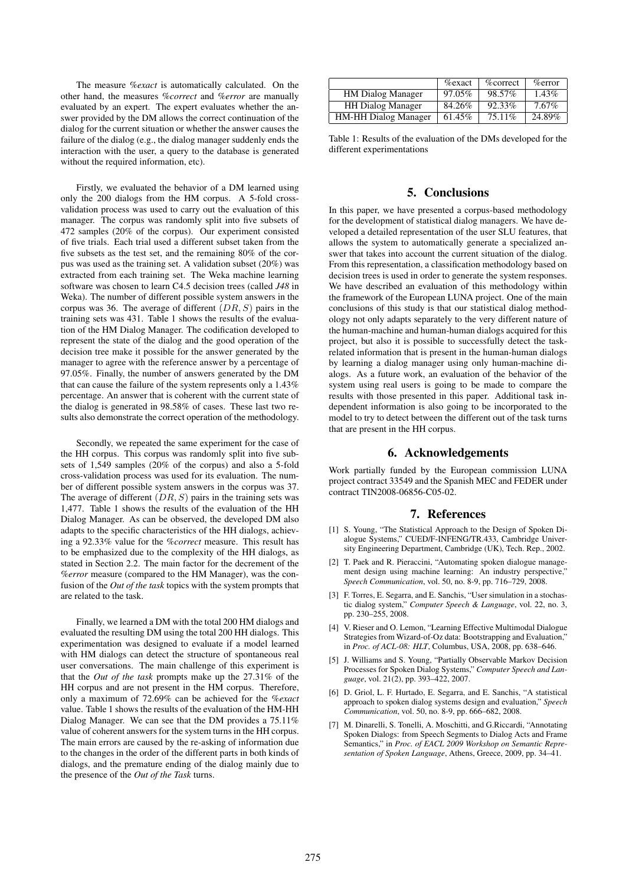The measure *%exact* is automatically calculated. On the other hand, the measures *%correct* and *%error* are manually evaluated by an expert. The expert evaluates whether the answer provided by the DM allows the correct continuation of the dialog for the current situation or whether the answer causes the failure of the dialog (e.g., the dialog manager suddenly ends the interaction with the user, a query to the database is generated without the required information, etc).

Firstly, we evaluated the behavior of a DM learned using only the 200 dialogs from the HM corpus. A 5-fold cross-validation process was used to carry out the evaluation of this manager. The corpus was randomly split into five subsets of 472 samples (20% of the corpus). Our experiment consisted of five trials. Each trial used a different subset taken from the five subsets as the test set, and the remaining 80% of the corpus was used as the training set. A validation subset (20%) was extracted from each training set. The Weka machine learning software was chosen to learn C4.5 decision trees (called *J48* in Weka). The number of different possible system answers in the corpus was 36. The average of different $(DR, S)$ pairs in the training sets was 431. Table 1 shows the results of the evaluation of the HM Dialog Manager. The codification developed to represent the state of the dialog and the good operation of the decision tree make it possible for the answer generated by the manager to agree with the reference answer by a percentage of 97.05%. Finally, the number of answers generated by the DM that can cause the failure of the system represents only a 1.43% percentage. An answer that is coherent with the current state of the dialog is generated in 98.58% of cases. These last two results also demonstrate the correct operation of the methodology.

Secondly, we repeated the same experiment for the case of the HH corpus. This corpus was randomly split into five subsets of 1,549 samples (20% of the corpus) and also a 5-fold cross-validation process was used for its evaluation. The number of different possible system answers in the corpus was 37. The average of different $(DR, S)$ pairs in the training sets was 1,477. Table 1 shows the results of the evaluation of the HH Dialog Manager. As can be observed, the developed DM also adapts to the specific characteristics of the HH dialogs, achieving a 92.33% value for the *%correct* measure. This result has to be emphasized due to the complexity of the HH dialogs, as stated in Section 2.2. The main factor for the decrement of the *%error* measure (compared to the HM Manager), was the confusion of the *Out of the task* topics with the system prompts that are related to the task.

Finally, we learned a DM with the total 200 HM dialogs and evaluated the resulting DM using the total 200 HH dialogs. This experimentation was designed to evaluate if a model learned with HM dialogs can detect the structure of spontaneous real user conversations. The main challenge of this experiment is that the *Out of the task* prompts make up the 27.31% of the HH corpus and are not present in the HM corpus. Therefore, only a maximum of 72.69% can be achieved for the *%exact* value. Table 1 shows the results of the evaluation of the HM-HH Dialog Manager. We can see that the DM provides a 75.11% value of coherent answers for the system turns in the HH corpus. The main errors are caused by the re-asking of information due to the changes in the order of the different parts in both kinds of dialogs, and the premature ending of the dialog mainly due to the presence of the *Out of the Task* turns.

| | %exact | %correct | %error |
|---|---|---|---|
| HM Dialog Manager | 97.05% | 98.57% | 1.43% |
| HH Dialog Manager | 84.26% | 92.33% | 7.67% |
| HM-HH Dialog Manager | 61.45% | 75.11% | 24.89% |

Table 1: Results of the evaluation of the DMs developed for the different experimentations

## 5. Conclusions

In this paper, we have presented a corpus-based methodology for the development of statistical dialog managers. We have developed a detailed representation of the user SLU features, that allows the system to automatically generate a specialized answer that takes into account the current situation of the dialog. From this representation, a classification methodology based on decision trees is used in order to generate the system responses. We have described an evaluation of this methodology within the framework of the European LUNA project. One of the main conclusions of this study is that our statistical dialog methodology not only adapts separately to the very different nature of the human-machine and human-human dialogs acquired for this project, but also it is possible to successfully detect the task-related information that is present in the human-human dialogs by learning a dialog manager using only human-machine dialogs. As a future work, an evaluation of the behavior of the system using real users is going to be made to compare the results with those presented in this paper. Additional task independent information is also going to be incorporated to the model to try to detect between the different out of the task turns that are present in the HH corpus.

## 6. Acknowledgements

Work partially funded by the European commission LUNA project contract 33549 and the Spanish MEC and FEDER under contract TIN2008-06856-C05-02.

## 7. References

[1] S. Young, "The Statistical Approach to the Design of Spoken Dialogue Systems," CUED/F-INFENG/TR.433, Cambridge University Engineering Department, Cambridge (UK), Tech. Rep., 2002.

[2] T. Paek and R. Pieraccini, "Automating spoken dialogue management design using machine learning: An industry perspective," *Speech Communication*, vol. 50, no. 8-9, pp. 716–729, 2008.

[3] F. Torres, E. Segarra, and E. Sanchis, "User simulation in a stochastic dialog system," *Computer Speech & Language*, vol. 22, no. 3, pp. 230–255, 2008.

[4] V. Rieser and O. Lemon, "Learning Effective Multimodal Dialogue Strategies from Wizard-of-Oz data: Bootstrapping and Evaluation," in *Proc. of ACL-08: HLT*, Columbus, USA, 2008, pp. 638–646.

[5] J. Williams and S. Young, "Partially Observable Markov Decision Processes for Spoken Dialog Systems," *Computer Speech and Language*, vol. 21(2), pp. 393–422, 2007.

[6] D. Griol, L. F. Hurtado, E. Segarra, and E. Sanchis, "A statistical approach to spoken dialog systems design and evaluation," *Speech Communication*, vol. 50, no. 8-9, pp. 666–682, 2008.

[7] M. Dinarelli, S. Tonelli, A. Moschitti, and G.Riccardi, "Annotating Spoken Dialogs: from Speech Segments to Dialog Acts and Frame Semantics," in *Proc. of EACL 2009 Workshop on Semantic Representation of Spoken Language*, Athens, Greece, 2009, pp. 34–41.